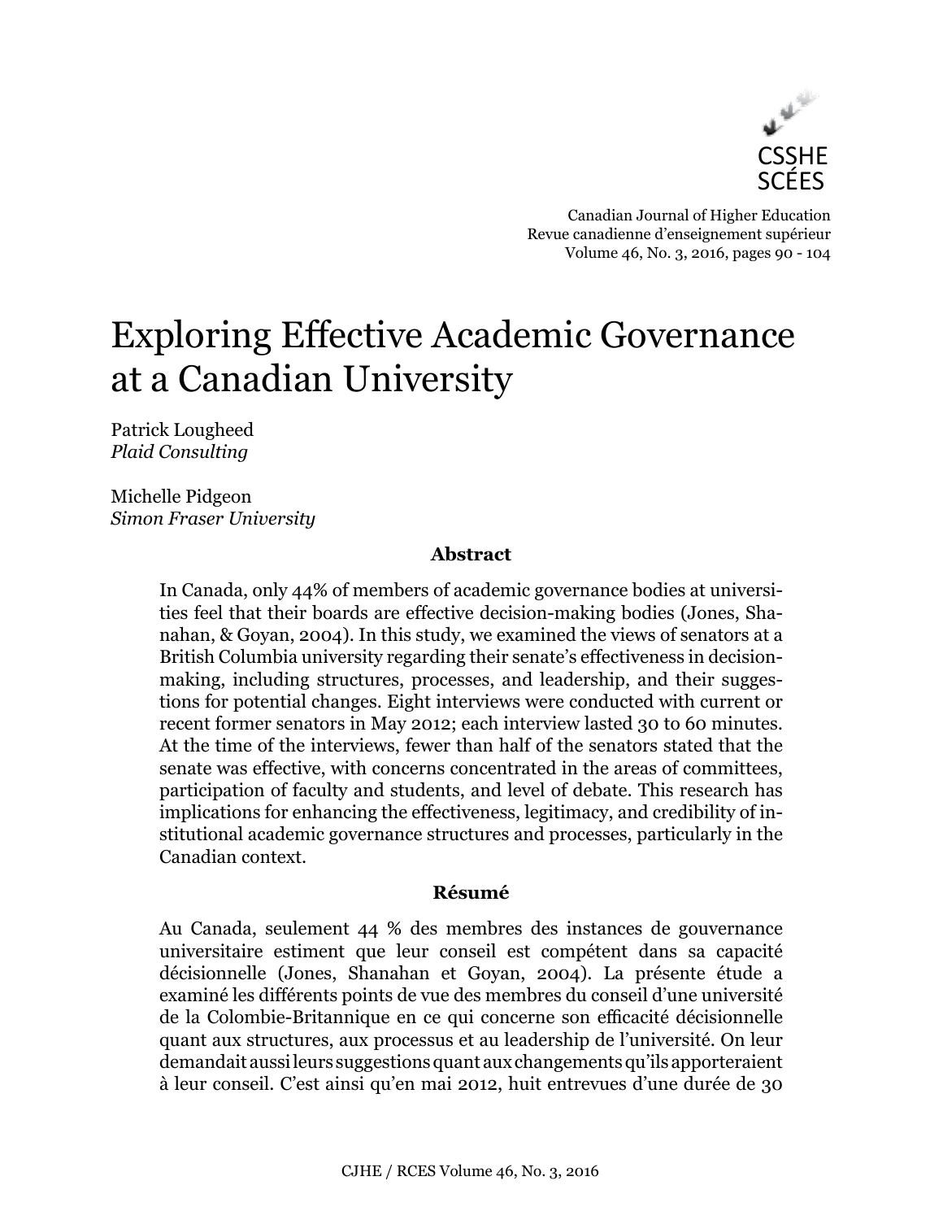# Exploring Effective Academic Governance at a Canadian University

Patrick Lougheed
*Plaid Consulting*

Michelle Pidgeon
*Simon Fraser University*

## Abstract

In Canada, only 44% of members of academic governance bodies at universities feel that their boards are effective decision-making bodies (Jones, Shanahan, & Goyan, 2004). In this study, we examined the views of senators at a British Columbia university regarding their senate's effectiveness in decision-making, including structures, processes, and leadership, and their suggestions for potential changes. Eight interviews were conducted with current or recent former senators in May 2012; each interview lasted 30 to 60 minutes. At the time of the interviews, fewer than half of the senators stated that the senate was effective, with concerns concentrated in the areas of committees, participation of faculty and students, and level of debate. This research has implications for enhancing the effectiveness, legitimacy, and credibility of institutional academic governance structures and processes, particularly in the Canadian context.

## Résumé

Au Canada, seulement 44 % des membres des instances de gouvernance universitaire estiment que leur conseil est compétent dans sa capacité décisionnelle (Jones, Shanahan et Goyan, 2004). La présente étude a examiné les différents points de vue des membres du conseil d'une université de la Colombie-Britannique en ce qui concerne son efficacité décisionnelle quant aux structures, aux processus et au leadership de l'université. On leur demandait aussi leurs suggestions quant aux changements qu'ils apporteraient à leur conseil. C'est ainsi qu'en mai 2012, huit entrevues d'une durée de 30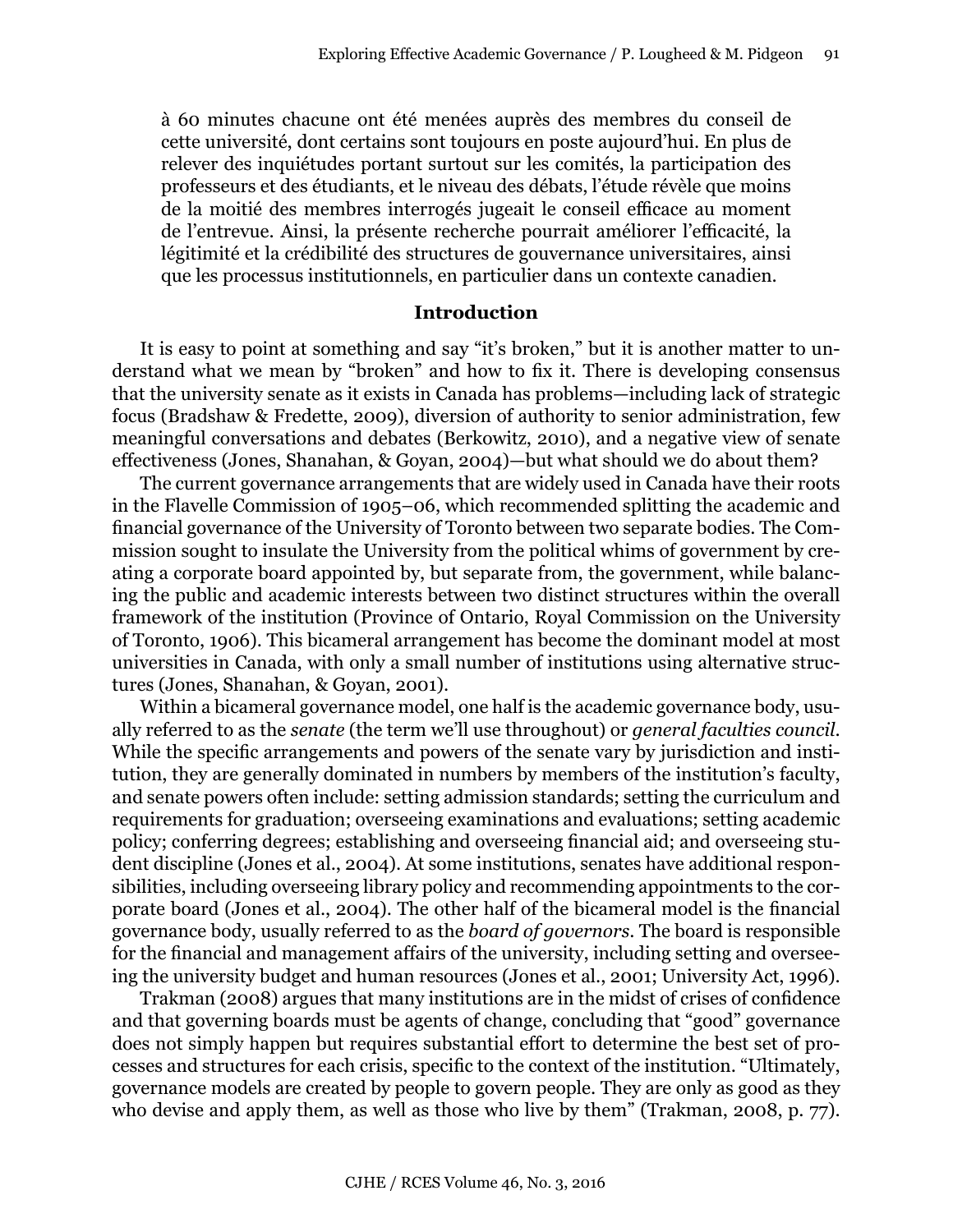à 60 minutes chacune ont été menées auprès des membres du conseil de cette université, dont certains sont toujours en poste aujourd'hui. En plus de relever des inquiétudes portant surtout sur les comités, la participation des professeurs et des étudiants, et le niveau des débats, l'étude révèle que moins de la moitié des membres interrogés jugeait le conseil efficace au moment de l'entrevue. Ainsi, la présente recherche pourrait améliorer l'efficacité, la légitimité et la crédibilité des structures de gouvernance universitaires, ainsi que les processus institutionnels, en particulier dans un contexte canadien.

## Introduction

It is easy to point at something and say "it's broken," but it is another matter to understand what we mean by "broken" and how to fix it. There is developing consensus that the university senate as it exists in Canada has problems—including lack of strategic focus (Bradshaw & Fredette, 2009), diversion of authority to senior administration, few meaningful conversations and debates (Berkowitz, 2010), and a negative view of senate effectiveness (Jones, Shanahan, & Goyan, 2004)—but what should we do about them?

The current governance arrangements that are widely used in Canada have their roots in the Flavelle Commission of 1905–06, which recommended splitting the academic and financial governance of the University of Toronto between two separate bodies. The Commission sought to insulate the University from the political whims of government by creating a corporate board appointed by, but separate from, the government, while balancing the public and academic interests between two distinct structures within the overall framework of the institution (Province of Ontario, Royal Commission on the University of Toronto, 1906). This bicameral arrangement has become the dominant model at most universities in Canada, with only a small number of institutions using alternative structures (Jones, Shanahan, & Goyan, 2001).

Within a bicameral governance model, one half is the academic governance body, usually referred to as the *senate* (the term we'll use throughout) or *general faculties council*. While the specific arrangements and powers of the senate vary by jurisdiction and institution, they are generally dominated in numbers by members of the institution's faculty, and senate powers often include: setting admission standards; setting the curriculum and requirements for graduation; overseeing examinations and evaluations; setting academic policy; conferring degrees; establishing and overseeing financial aid; and overseeing student discipline (Jones et al., 2004). At some institutions, senates have additional responsibilities, including overseeing library policy and recommending appointments to the corporate board (Jones et al., 2004). The other half of the bicameral model is the financial governance body, usually referred to as the *board of governors*. The board is responsible for the financial and management affairs of the university, including setting and overseeing the university budget and human resources (Jones et al., 2001; University Act, 1996).

Trakman (2008) argues that many institutions are in the midst of crises of confidence and that governing boards must be agents of change, concluding that "good" governance does not simply happen but requires substantial effort to determine the best set of processes and structures for each crisis, specific to the context of the institution. "Ultimately, governance models are created by people to govern people. They are only as good as they who devise and apply them, as well as those who live by them" (Trakman, 2008, p. 77).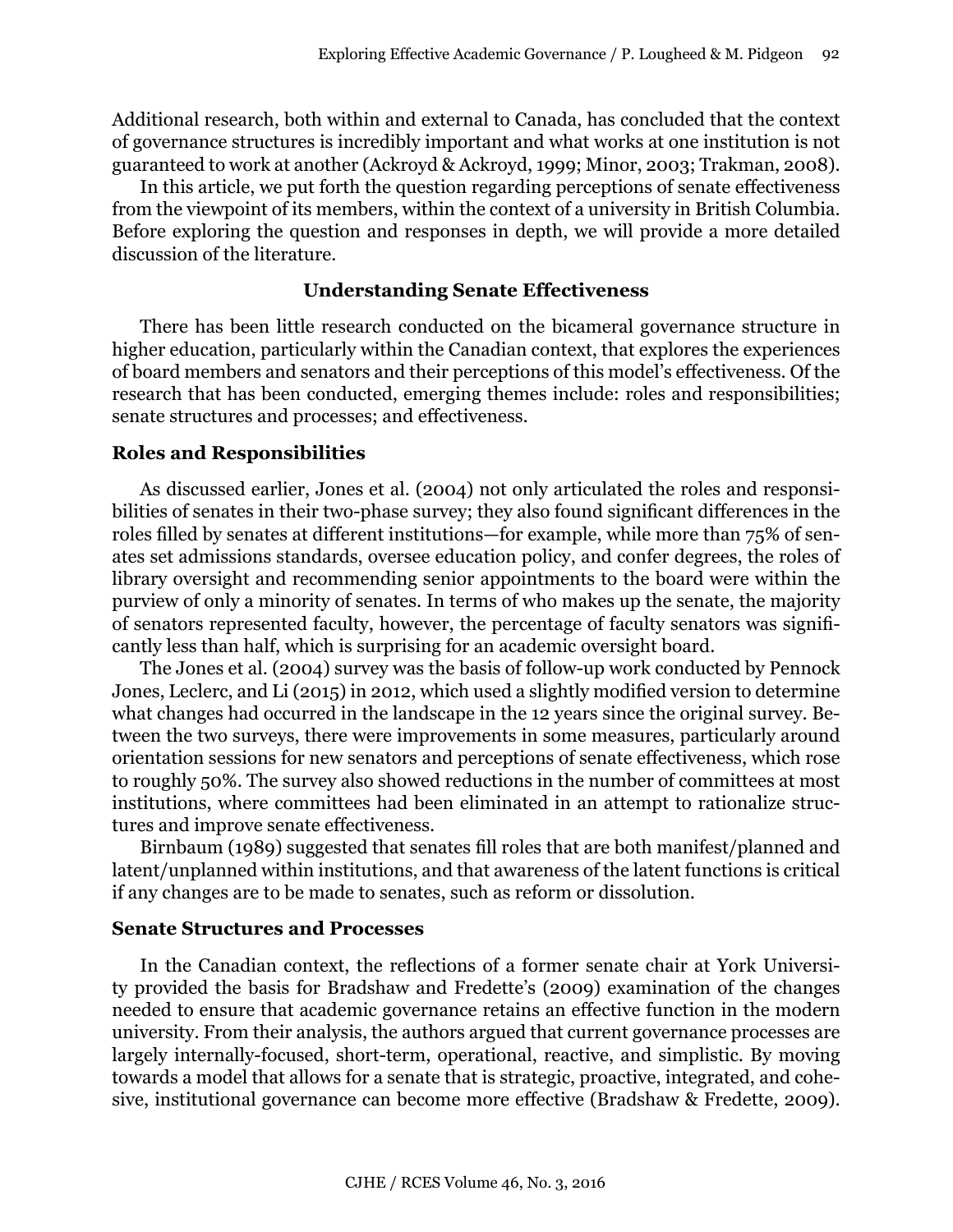Additional research, both within and external to Canada, has concluded that the context of governance structures is incredibly important and what works at one institution is not guaranteed to work at another (Ackroyd & Ackroyd, 1999; Minor, 2003; Trakman, 2008).

In this article, we put forth the question regarding perceptions of senate effectiveness from the viewpoint of its members, within the context of a university in British Columbia. Before exploring the question and responses in depth, we will provide a more detailed discussion of the literature.

## Understanding Senate Effectiveness

There has been little research conducted on the bicameral governance structure in higher education, particularly within the Canadian context, that explores the experiences of board members and senators and their perceptions of this model's effectiveness. Of the research that has been conducted, emerging themes include: roles and responsibilities; senate structures and processes; and effectiveness.

### Roles and Responsibilities

As discussed earlier, Jones et al. (2004) not only articulated the roles and responsibilities of senates in their two-phase survey; they also found significant differences in the roles filled by senates at different institutions—for example, while more than 75% of senates set admissions standards, oversee education policy, and confer degrees, the roles of library oversight and recommending senior appointments to the board were within the purview of only a minority of senates. In terms of who makes up the senate, the majority of senators represented faculty, however, the percentage of faculty senators was significantly less than half, which is surprising for an academic oversight board.

The Jones et al. (2004) survey was the basis of follow-up work conducted by Pennock Jones, Leclerc, and Li (2015) in 2012, which used a slightly modified version to determine what changes had occurred in the landscape in the 12 years since the original survey. Between the two surveys, there were improvements in some measures, particularly around orientation sessions for new senators and perceptions of senate effectiveness, which rose to roughly 50%. The survey also showed reductions in the number of committees at most institutions, where committees had been eliminated in an attempt to rationalize structures and improve senate effectiveness.

Birnbaum (1989) suggested that senates fill roles that are both manifest/planned and latent/unplanned within institutions, and that awareness of the latent functions is critical if any changes are to be made to senates, such as reform or dissolution.

### Senate Structures and Processes

In the Canadian context, the reflections of a former senate chair at York University provided the basis for Bradshaw and Fredette's (2009) examination of the changes needed to ensure that academic governance retains an effective function in the modern university. From their analysis, the authors argued that current governance processes are largely internally-focused, short-term, operational, reactive, and simplistic. By moving towards a model that allows for a senate that is strategic, proactive, integrated, and cohesive, institutional governance can become more effective (Bradshaw & Fredette, 2009).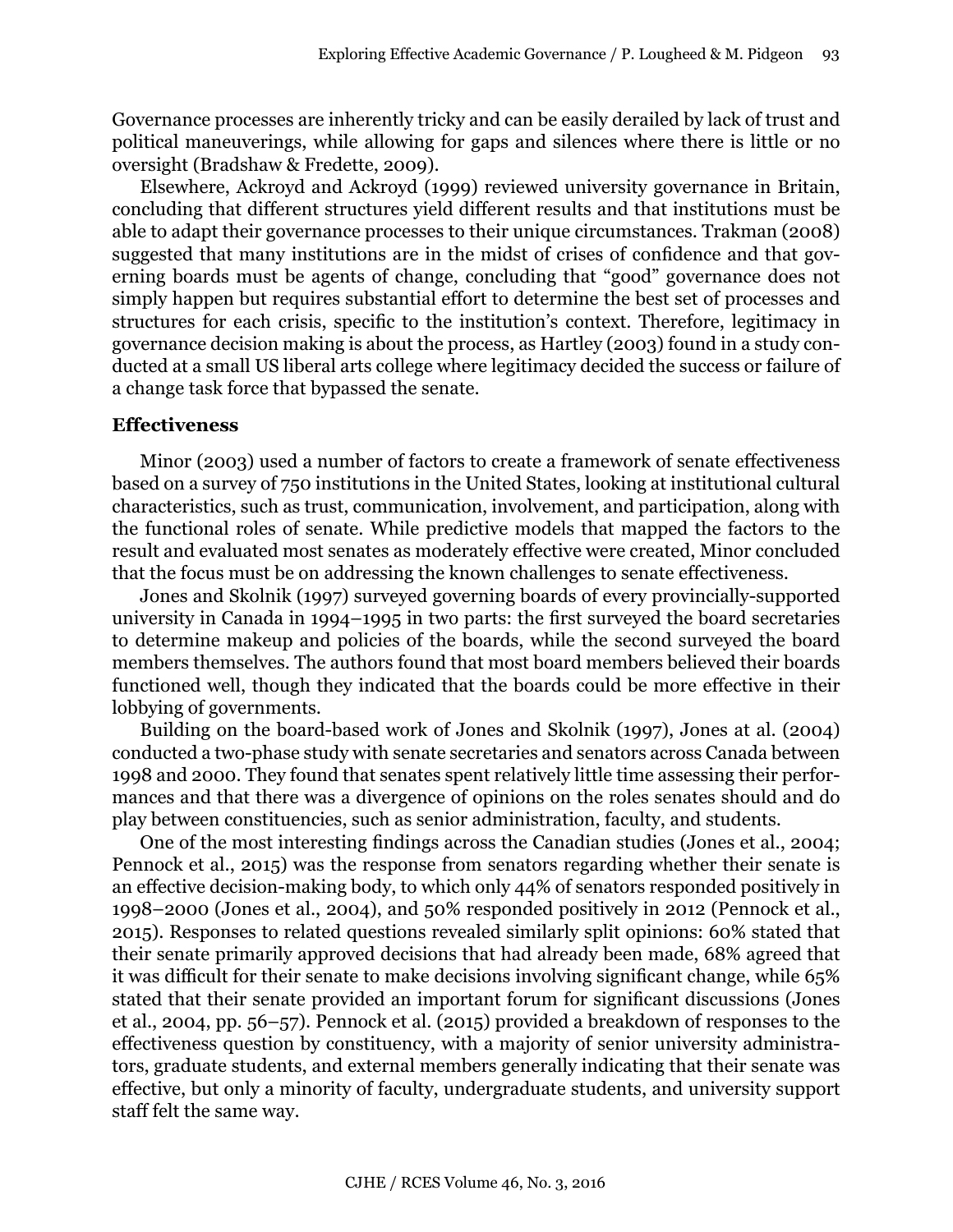Governance processes are inherently tricky and can be easily derailed by lack of trust and political maneuverings, while allowing for gaps and silences where there is little or no oversight (Bradshaw & Fredette, 2009).

Elsewhere, Ackroyd and Ackroyd (1999) reviewed university governance in Britain, concluding that different structures yield different results and that institutions must be able to adapt their governance processes to their unique circumstances. Trakman (2008) suggested that many institutions are in the midst of crises of confidence and that governing boards must be agents of change, concluding that "good" governance does not simply happen but requires substantial effort to determine the best set of processes and structures for each crisis, specific to the institution's context. Therefore, legitimacy in governance decision making is about the process, as Hartley (2003) found in a study conducted at a small US liberal arts college where legitimacy decided the success or failure of a change task force that bypassed the senate.

## Effectiveness

Minor (2003) used a number of factors to create a framework of senate effectiveness based on a survey of 750 institutions in the United States, looking at institutional cultural characteristics, such as trust, communication, involvement, and participation, along with the functional roles of senate. While predictive models that mapped the factors to the result and evaluated most senates as moderately effective were created, Minor concluded that the focus must be on addressing the known challenges to senate effectiveness.

Jones and Skolnik (1997) surveyed governing boards of every provincially-supported university in Canada in 1994–1995 in two parts: the first surveyed the board secretaries to determine makeup and policies of the boards, while the second surveyed the board members themselves. The authors found that most board members believed their boards functioned well, though they indicated that the boards could be more effective in their lobbying of governments.

Building on the board-based work of Jones and Skolnik (1997), Jones at al. (2004) conducted a two-phase study with senate secretaries and senators across Canada between 1998 and 2000. They found that senates spent relatively little time assessing their performances and that there was a divergence of opinions on the roles senates should and do play between constituencies, such as senior administration, faculty, and students.

One of the most interesting findings across the Canadian studies (Jones et al., 2004; Pennock et al., 2015) was the response from senators regarding whether their senate is an effective decision-making body, to which only 44% of senators responded positively in 1998–2000 (Jones et al., 2004), and 50% responded positively in 2012 (Pennock et al., 2015). Responses to related questions revealed similarly split opinions: 60% stated that their senate primarily approved decisions that had already been made, 68% agreed that it was difficult for their senate to make decisions involving significant change, while 65% stated that their senate provided an important forum for significant discussions (Jones et al., 2004, pp. 56–57). Pennock et al. (2015) provided a breakdown of responses to the effectiveness question by constituency, with a majority of senior university administrators, graduate students, and external members generally indicating that their senate was effective, but only a minority of faculty, undergraduate students, and university support staff felt the same way.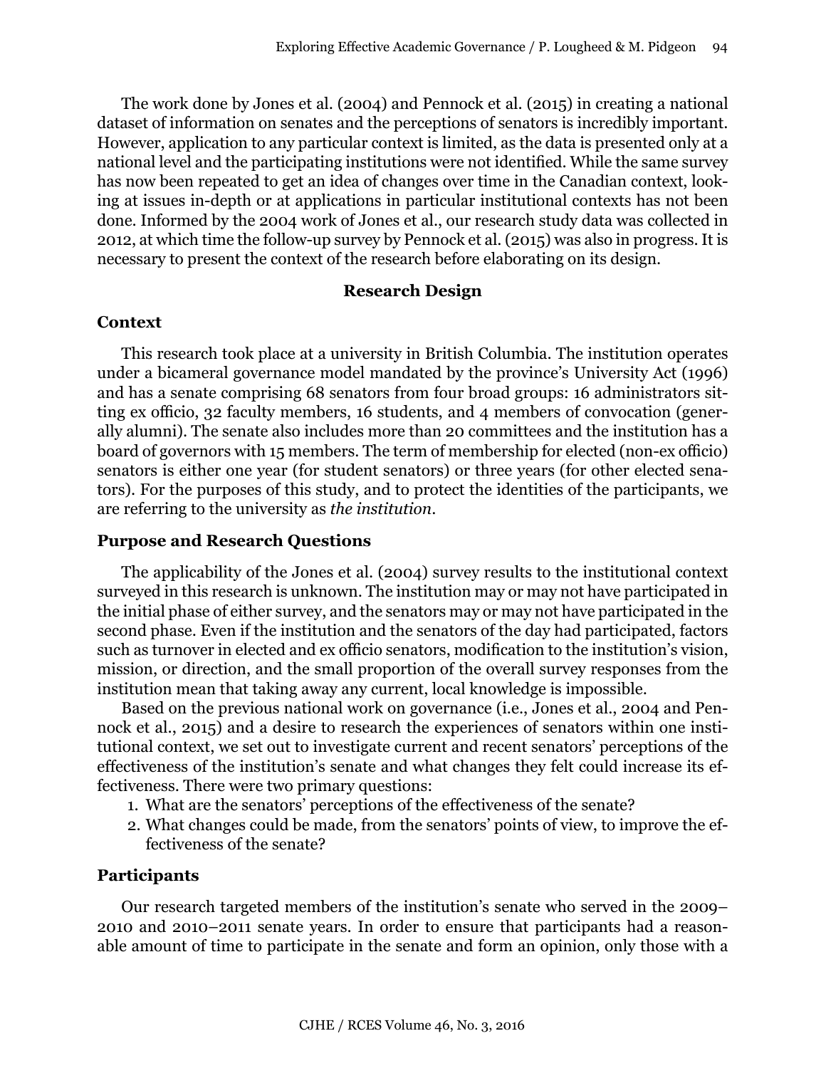The work done by Jones et al. (2004) and Pennock et al. (2015) in creating a national dataset of information on senates and the perceptions of senators is incredibly important. However, application to any particular context is limited, as the data is presented only at a national level and the participating institutions were not identified. While the same survey has now been repeated to get an idea of changes over time in the Canadian context, looking at issues in-depth or at applications in particular institutional contexts has not been done. Informed by the 2004 work of Jones et al., our research study data was collected in 2012, at which time the follow-up survey by Pennock et al. (2015) was also in progress. It is necessary to present the context of the research before elaborating on its design.

## Research Design

### Context

This research took place at a university in British Columbia. The institution operates under a bicameral governance model mandated by the province's University Act (1996) and has a senate comprising 68 senators from four broad groups: 16 administrators sitting ex officio, 32 faculty members, 16 students, and 4 members of convocation (generally alumni). The senate also includes more than 20 committees and the institution has a board of governors with 15 members. The term of membership for elected (non-ex officio) senators is either one year (for student senators) or three years (for other elected senators). For the purposes of this study, and to protect the identities of the participants, we are referring to the university as *the institution*.

### Purpose and Research Questions

The applicability of the Jones et al. (2004) survey results to the institutional context surveyed in this research is unknown. The institution may or may not have participated in the initial phase of either survey, and the senators may or may not have participated in the second phase. Even if the institution and the senators of the day had participated, factors such as turnover in elected and ex officio senators, modification to the institution's vision, mission, or direction, and the small proportion of the overall survey responses from the institution mean that taking away any current, local knowledge is impossible.

Based on the previous national work on governance (i.e., Jones et al., 2004 and Pennock et al., 2015) and a desire to research the experiences of senators within one institutional context, we set out to investigate current and recent senators' perceptions of the effectiveness of the institution's senate and what changes they felt could increase its effectiveness. There were two primary questions:

1. What are the senators' perceptions of the effectiveness of the senate?
2. What changes could be made, from the senators' points of view, to improve the effectiveness of the senate?

### Participants

Our research targeted members of the institution's senate who served in the 2009–2010 and 2010–2011 senate years. In order to ensure that participants had a reasonable amount of time to participate in the senate and form an opinion, only those with a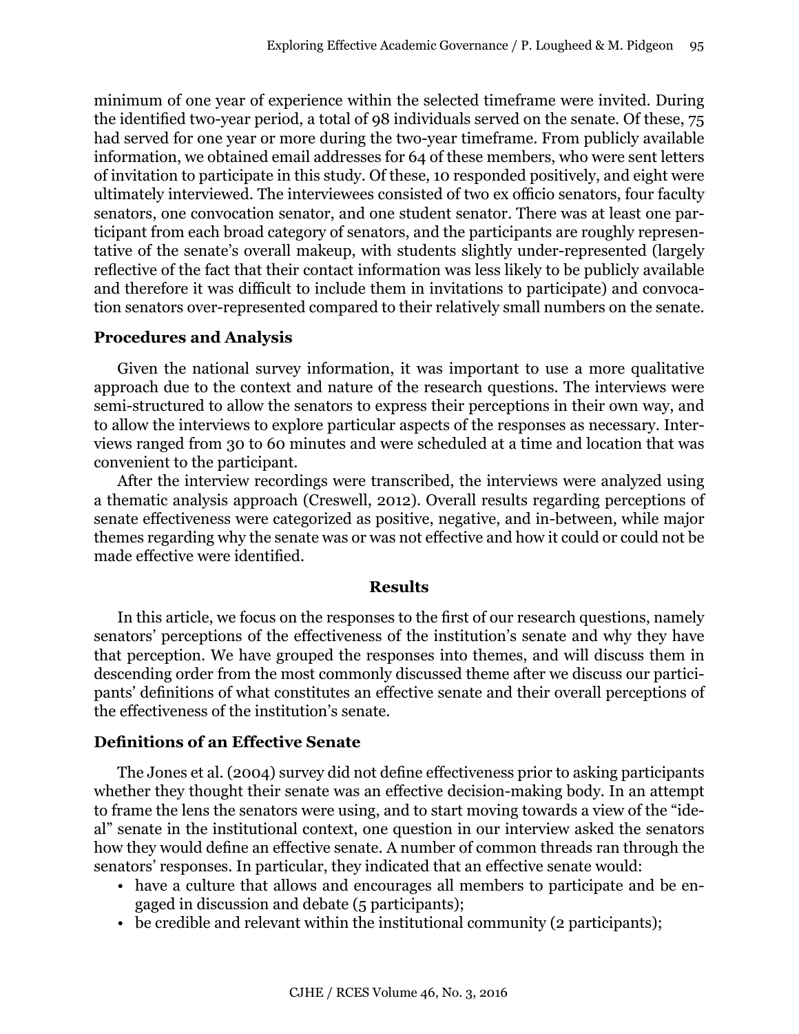minimum of one year of experience within the selected timeframe were invited. During the identified two-year period, a total of 98 individuals served on the senate. Of these, 75 had served for one year or more during the two-year timeframe. From publicly available information, we obtained email addresses for 64 of these members, who were sent letters of invitation to participate in this study. Of these, 10 responded positively, and eight were ultimately interviewed. The interviewees consisted of two ex officio senators, four faculty senators, one convocation senator, and one student senator. There was at least one participant from each broad category of senators, and the participants are roughly representative of the senate's overall makeup, with students slightly under-represented (largely reflective of the fact that their contact information was less likely to be publicly available and therefore it was difficult to include them in invitations to participate) and convocation senators over-represented compared to their relatively small numbers on the senate.

### Procedures and Analysis

Given the national survey information, it was important to use a more qualitative approach due to the context and nature of the research questions. The interviews were semi-structured to allow the senators to express their perceptions in their own way, and to allow the interviews to explore particular aspects of the responses as necessary. Interviews ranged from 30 to 60 minutes and were scheduled at a time and location that was convenient to the participant.

After the interview recordings were transcribed, the interviews were analyzed using a thematic analysis approach (Creswell, 2012). Overall results regarding perceptions of senate effectiveness were categorized as positive, negative, and in-between, while major themes regarding why the senate was or was not effective and how it could or could not be made effective were identified.

## Results

In this article, we focus on the responses to the first of our research questions, namely senators' perceptions of the effectiveness of the institution's senate and why they have that perception. We have grouped the responses into themes, and will discuss them in descending order from the most commonly discussed theme after we discuss our participants' definitions of what constitutes an effective senate and their overall perceptions of the effectiveness of the institution's senate.

### Definitions of an Effective Senate

The Jones et al. (2004) survey did not define effectiveness prior to asking participants whether they thought their senate was an effective decision-making body. In an attempt to frame the lens the senators were using, and to start moving towards a view of the "ideal" senate in the institutional context, one question in our interview asked the senators how they would define an effective senate. A number of common threads ran through the senators' responses. In particular, they indicated that an effective senate would:

- have a culture that allows and encourages all members to participate and be engaged in discussion and debate (5 participants);
- be credible and relevant within the institutional community (2 participants);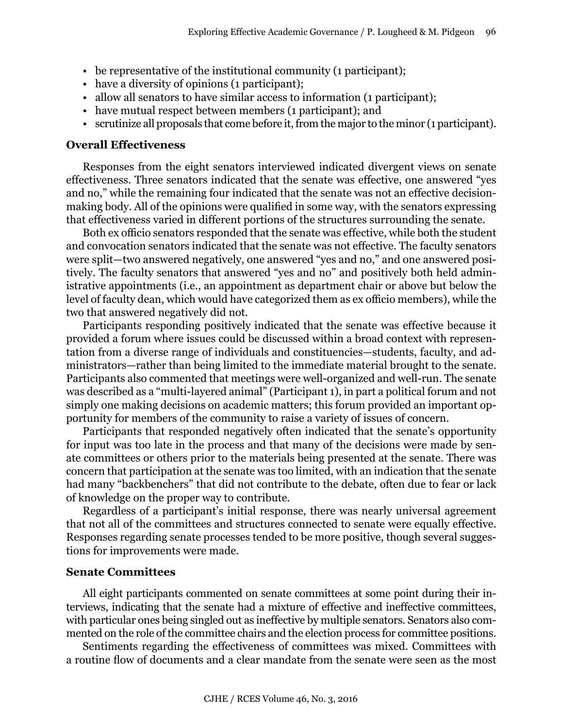- be representative of the institutional community (1 participant);
- have a diversity of opinions (1 participant);
- allow all senators to have similar access to information (1 participant);
- have mutual respect between members (1 participant); and
- scrutinize all proposals that come before it, from the major to the minor (1 participant).

### Overall Effectiveness

Responses from the eight senators interviewed indicated divergent views on senate effectiveness. Three senators indicated that the senate was effective, one answered "yes and no," while the remaining four indicated that the senate was not an effective decision-making body. All of the opinions were qualified in some way, with the senators expressing that effectiveness varied in different portions of the structures surrounding the senate.

Both ex officio senators responded that the senate was effective, while both the student and convocation senators indicated that the senate was not effective. The faculty senators were split—two answered negatively, one answered "yes and no," and one answered positively. The faculty senators that answered "yes and no" and positively both held administrative appointments (i.e., an appointment as department chair or above but below the level of faculty dean, which would have categorized them as ex officio members), while the two that answered negatively did not.

Participants responding positively indicated that the senate was effective because it provided a forum where issues could be discussed within a broad context with representation from a diverse range of individuals and constituencies—students, faculty, and administrators—rather than being limited to the immediate material brought to the senate. Participants also commented that meetings were well-organized and well-run. The senate was described as a "multi-layered animal" (Participant 1), in part a political forum and not simply one making decisions on academic matters; this forum provided an important opportunity for members of the community to raise a variety of issues of concern.

Participants that responded negatively often indicated that the senate's opportunity for input was too late in the process and that many of the decisions were made by senate committees or others prior to the materials being presented at the senate. There was concern that participation at the senate was too limited, with an indication that the senate had many "backbenchers" that did not contribute to the debate, often due to fear or lack of knowledge on the proper way to contribute.

Regardless of a participant's initial response, there was nearly universal agreement that not all of the committees and structures connected to senate were equally effective. Responses regarding senate processes tended to be more positive, though several suggestions for improvements were made.

### Senate Committees

All eight participants commented on senate committees at some point during their interviews, indicating that the senate had a mixture of effective and ineffective committees, with particular ones being singled out as ineffective by multiple senators. Senators also commented on the role of the committee chairs and the election process for committee positions.

Sentiments regarding the effectiveness of committees was mixed. Committees with a routine flow of documents and a clear mandate from the senate were seen as the most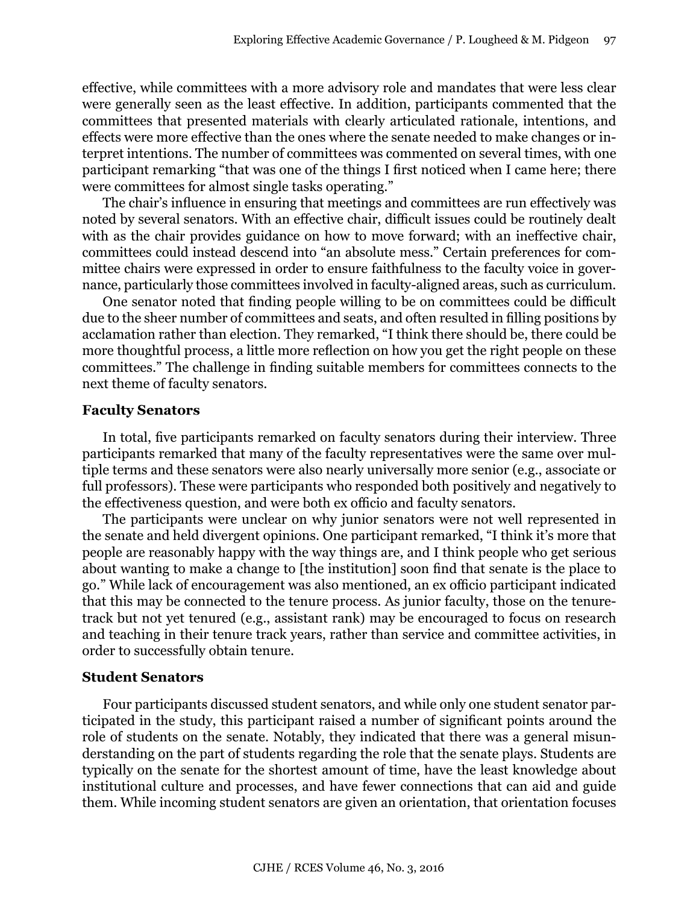effective, while committees with a more advisory role and mandates that were less clear were generally seen as the least effective. In addition, participants commented that the committees that presented materials with clearly articulated rationale, intentions, and effects were more effective than the ones where the senate needed to make changes or interpret intentions. The number of committees was commented on several times, with one participant remarking "that was one of the things I first noticed when I came here; there were committees for almost single tasks operating."

The chair's influence in ensuring that meetings and committees are run effectively was noted by several senators. With an effective chair, difficult issues could be routinely dealt with as the chair provides guidance on how to move forward; with an ineffective chair, committees could instead descend into "an absolute mess." Certain preferences for committee chairs were expressed in order to ensure faithfulness to the faculty voice in governance, particularly those committees involved in faculty-aligned areas, such as curriculum.

One senator noted that finding people willing to be on committees could be difficult due to the sheer number of committees and seats, and often resulted in filling positions by acclamation rather than election. They remarked, "I think there should be, there could be more thoughtful process, a little more reflection on how you get the right people on these committees." The challenge in finding suitable members for committees connects to the next theme of faculty senators.

### Faculty Senators

In total, five participants remarked on faculty senators during their interview. Three participants remarked that many of the faculty representatives were the same over multiple terms and these senators were also nearly universally more senior (e.g., associate or full professors). These were participants who responded both positively and negatively to the effectiveness question, and were both ex officio and faculty senators.

The participants were unclear on why junior senators were not well represented in the senate and held divergent opinions. One participant remarked, "I think it's more that people are reasonably happy with the way things are, and I think people who get serious about wanting to make a change to [the institution] soon find that senate is the place to go." While lack of encouragement was also mentioned, an ex officio participant indicated that this may be connected to the tenure process. As junior faculty, those on the tenure-track but not yet tenured (e.g., assistant rank) may be encouraged to focus on research and teaching in their tenure track years, rather than service and committee activities, in order to successfully obtain tenure.

### Student Senators

Four participants discussed student senators, and while only one student senator participated in the study, this participant raised a number of significant points around the role of students on the senate. Notably, they indicated that there was a general misunderstanding on the part of students regarding the role that the senate plays. Students are typically on the senate for the shortest amount of time, have the least knowledge about institutional culture and processes, and have fewer connections that can aid and guide them. While incoming student senators are given an orientation, that orientation focuses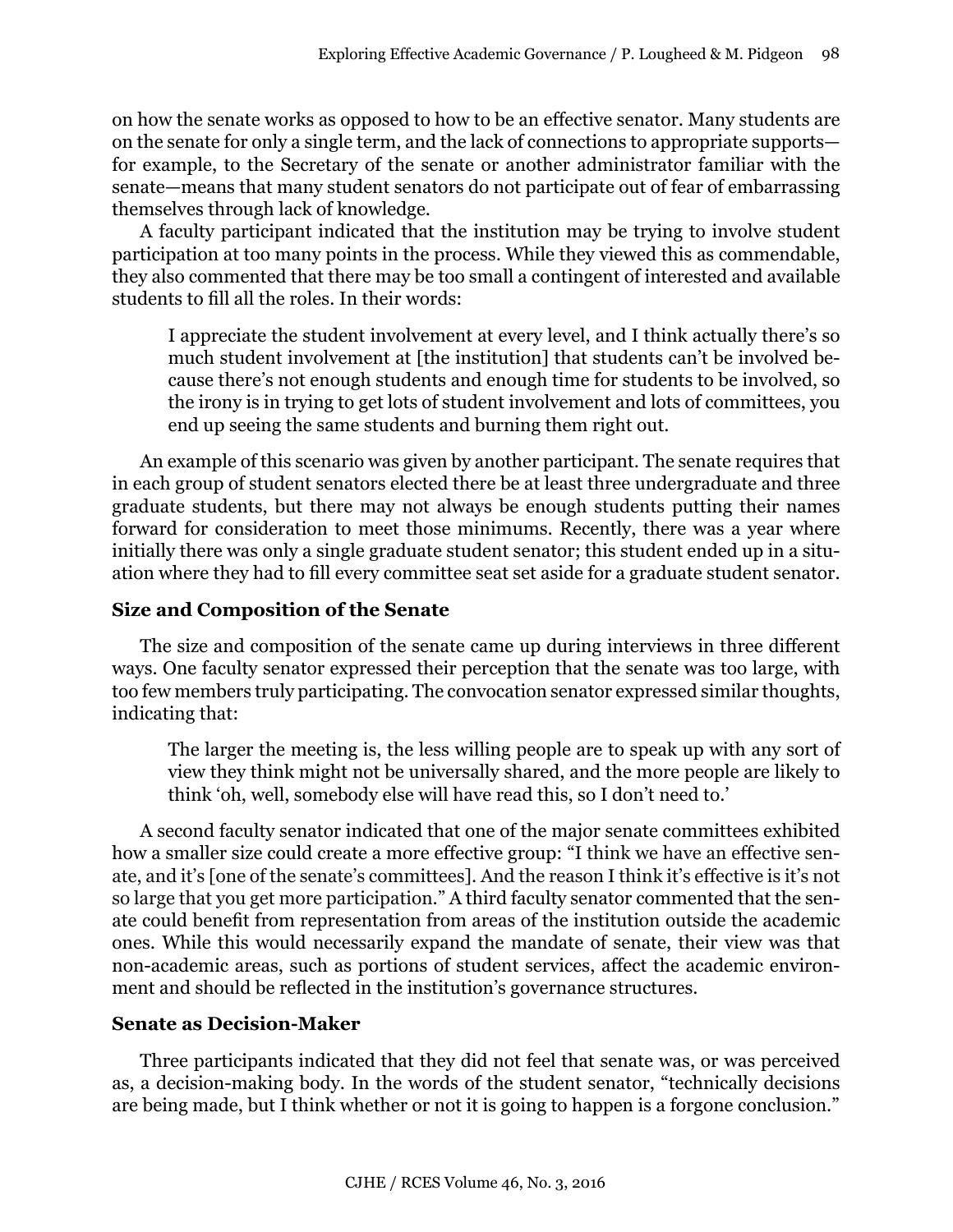on how the senate works as opposed to how to be an effective senator. Many students are on the senate for only a single term, and the lack of connections to appropriate supports—for example, to the Secretary of the senate or another administrator familiar with the senate—means that many student senators do not participate out of fear of embarrassing themselves through lack of knowledge.

A faculty participant indicated that the institution may be trying to involve student participation at too many points in the process. While they viewed this as commendable, they also commented that there may be too small a contingent of interested and available students to fill all the roles. In their words:

> I appreciate the student involvement at every level, and I think actually there's so much student involvement at [the institution] that students can't be involved because there's not enough students and enough time for students to be involved, so the irony is in trying to get lots of student involvement and lots of committees, you end up seeing the same students and burning them right out.

An example of this scenario was given by another participant. The senate requires that in each group of student senators elected there be at least three undergraduate and three graduate students, but there may not always be enough students putting their names forward for consideration to meet those minimums. Recently, there was a year where initially there was only a single graduate student senator; this student ended up in a situation where they had to fill every committee seat set aside for a graduate student senator.

### Size and Composition of the Senate

The size and composition of the senate came up during interviews in three different ways. One faculty senator expressed their perception that the senate was too large, with too few members truly participating. The convocation senator expressed similar thoughts, indicating that:

> The larger the meeting is, the less willing people are to speak up with any sort of view they think might not be universally shared, and the more people are likely to think 'oh, well, somebody else will have read this, so I don't need to.'

A second faculty senator indicated that one of the major senate committees exhibited how a smaller size could create a more effective group: "I think we have an effective senate, and it's [one of the senate's committees]. And the reason I think it's effective is it's not so large that you get more participation." A third faculty senator commented that the senate could benefit from representation from areas of the institution outside the academic ones. While this would necessarily expand the mandate of senate, their view was that non-academic areas, such as portions of student services, affect the academic environment and should be reflected in the institution's governance structures.

### Senate as Decision-Maker

Three participants indicated that they did not feel that senate was, or was perceived as, a decision-making body. In the words of the student senator, "technically decisions are being made, but I think whether or not it is going to happen is a forgone conclusion."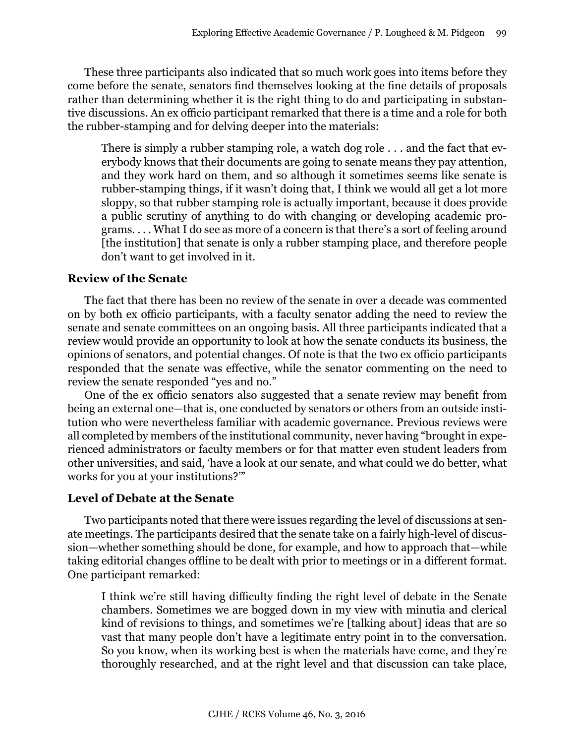These three participants also indicated that so much work goes into items before they come before the senate, senators find themselves looking at the fine details of proposals rather than determining whether it is the right thing to do and participating in substantive discussions. An ex officio participant remarked that there is a time and a role for both the rubber-stamping and for delving deeper into the materials:

> There is simply a rubber stamping role, a watch dog role . . . and the fact that everybody knows that their documents are going to senate means they pay attention, and they work hard on them, and so although it sometimes seems like senate is rubber-stamping things, if it wasn't doing that, I think we would all get a lot more sloppy, so that rubber stamping role is actually important, because it does provide a public scrutiny of anything to do with changing or developing academic programs. . . . What I do see as more of a concern is that there's a sort of feeling around [the institution] that senate is only a rubber stamping place, and therefore people don't want to get involved in it.

### Review of the Senate

The fact that there has been no review of the senate in over a decade was commented on by both ex officio participants, with a faculty senator adding the need to review the senate and senate committees on an ongoing basis. All three participants indicated that a review would provide an opportunity to look at how the senate conducts its business, the opinions of senators, and potential changes. Of note is that the two ex officio participants responded that the senate was effective, while the senator commenting on the need to review the senate responded "yes and no."

One of the ex officio senators also suggested that a senate review may benefit from being an external one—that is, one conducted by senators or others from an outside institution who were nevertheless familiar with academic governance. Previous reviews were all completed by members of the institutional community, never having "brought in experienced administrators or faculty members or for that matter even student leaders from other universities, and said, 'have a look at our senate, and what could we do better, what works for you at your institutions?'"

### Level of Debate at the Senate

Two participants noted that there were issues regarding the level of discussions at senate meetings. The participants desired that the senate take on a fairly high-level of discussion—whether something should be done, for example, and how to approach that—while taking editorial changes offline to be dealt with prior to meetings or in a different format. One participant remarked:

> I think we're still having difficulty finding the right level of debate in the Senate chambers. Sometimes we are bogged down in my view with minutia and clerical kind of revisions to things, and sometimes we're [talking about] ideas that are so vast that many people don't have a legitimate entry point in to the conversation. So you know, when its working best is when the materials have come, and they're thoroughly researched, and at the right level and that discussion can take place,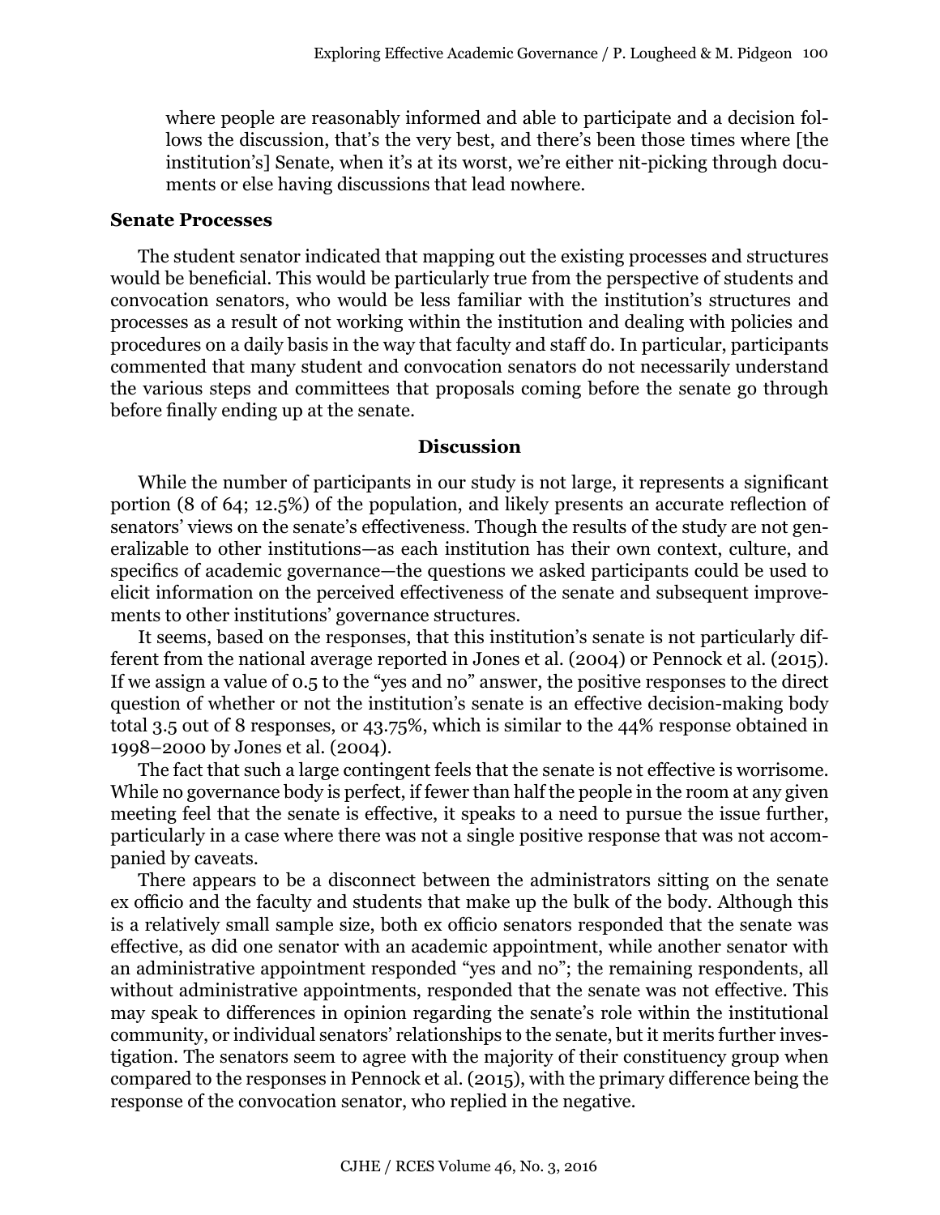> where people are reasonably informed and able to participate and a decision follows the discussion, that's the very best, and there's been those times where [the institution's] Senate, when it's at its worst, we're either nit-picking through documents or else having discussions that lead nowhere.

### Senate Processes

The student senator indicated that mapping out the existing processes and structures would be beneficial. This would be particularly true from the perspective of students and convocation senators, who would be less familiar with the institution's structures and processes as a result of not working within the institution and dealing with policies and procedures on a daily basis in the way that faculty and staff do. In particular, participants commented that many student and convocation senators do not necessarily understand the various steps and committees that proposals coming before the senate go through before finally ending up at the senate.

## Discussion

While the number of participants in our study is not large, it represents a significant portion (8 of 64; 12.5%) of the population, and likely presents an accurate reflection of senators' views on the senate's effectiveness. Though the results of the study are not generalizable to other institutions—as each institution has their own context, culture, and specifics of academic governance—the questions we asked participants could be used to elicit information on the perceived effectiveness of the senate and subsequent improvements to other institutions' governance structures.

It seems, based on the responses, that this institution's senate is not particularly different from the national average reported in Jones et al. (2004) or Pennock et al. (2015). If we assign a value of 0.5 to the "yes and no" answer, the positive responses to the direct question of whether or not the institution's senate is an effective decision-making body total 3.5 out of 8 responses, or 43.75%, which is similar to the 44% response obtained in 1998–2000 by Jones et al. (2004).

The fact that such a large contingent feels that the senate is not effective is worrisome. While no governance body is perfect, if fewer than half the people in the room at any given meeting feel that the senate is effective, it speaks to a need to pursue the issue further, particularly in a case where there was not a single positive response that was not accompanied by caveats.

There appears to be a disconnect between the administrators sitting on the senate ex officio and the faculty and students that make up the bulk of the body. Although this is a relatively small sample size, both ex officio senators responded that the senate was effective, as did one senator with an academic appointment, while another senator with an administrative appointment responded "yes and no"; the remaining respondents, all without administrative appointments, responded that the senate was not effective. This may speak to differences in opinion regarding the senate's role within the institutional community, or individual senators' relationships to the senate, but it merits further investigation. The senators seem to agree with the majority of their constituency group when compared to the responses in Pennock et al. (2015), with the primary difference being the response of the convocation senator, who replied in the negative.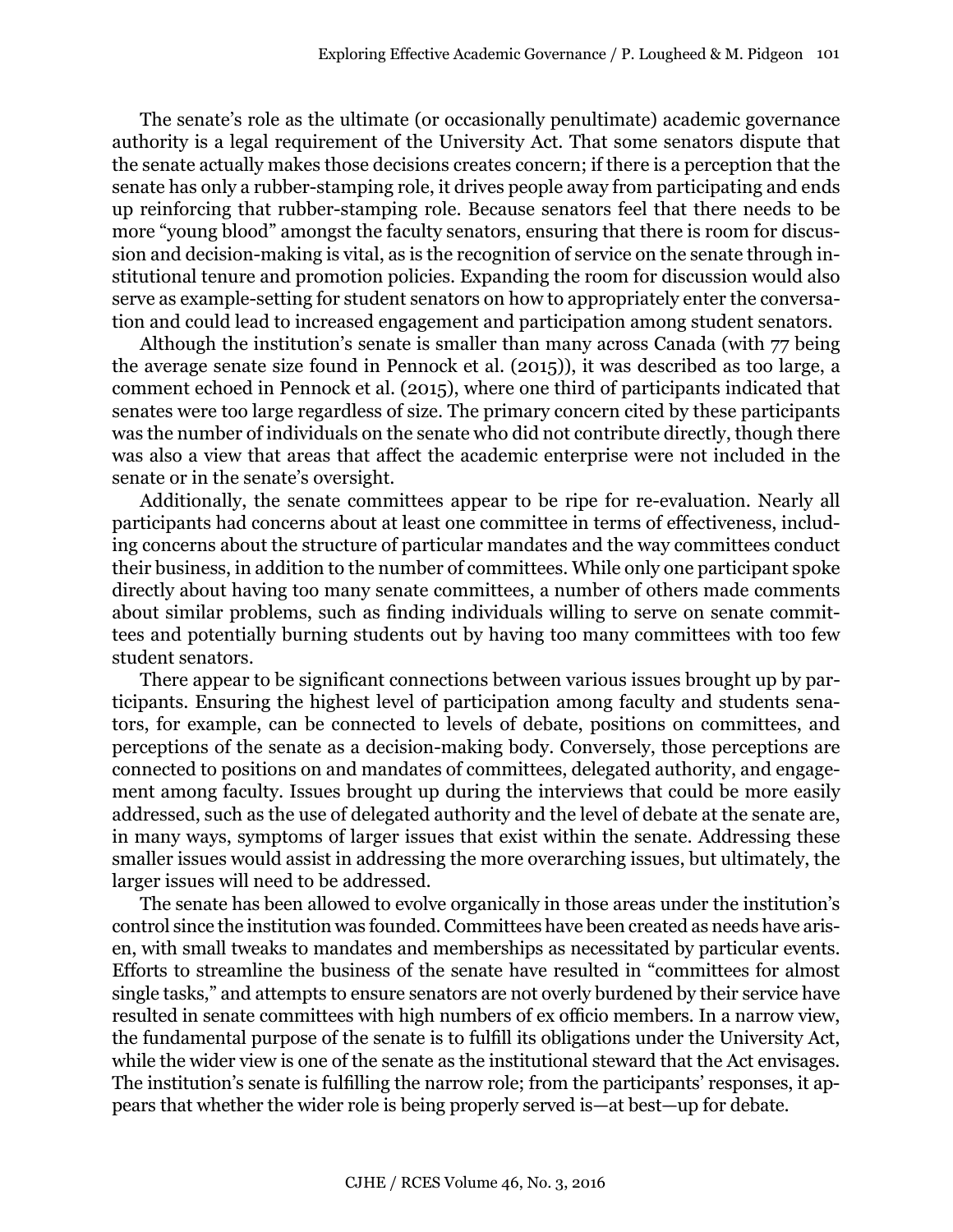The senate's role as the ultimate (or occasionally penultimate) academic governance authority is a legal requirement of the University Act. That some senators dispute that the senate actually makes those decisions creates concern; if there is a perception that the senate has only a rubber-stamping role, it drives people away from participating and ends up reinforcing that rubber-stamping role. Because senators feel that there needs to be more "young blood" amongst the faculty senators, ensuring that there is room for discussion and decision-making is vital, as is the recognition of service on the senate through institutional tenure and promotion policies. Expanding the room for discussion would also serve as example-setting for student senators on how to appropriately enter the conversation and could lead to increased engagement and participation among student senators.

Although the institution's senate is smaller than many across Canada (with 77 being the average senate size found in Pennock et al. (2015)), it was described as too large, a comment echoed in Pennock et al. (2015), where one third of participants indicated that senates were too large regardless of size. The primary concern cited by these participants was the number of individuals on the senate who did not contribute directly, though there was also a view that areas that affect the academic enterprise were not included in the senate or in the senate's oversight.

Additionally, the senate committees appear to be ripe for re-evaluation. Nearly all participants had concerns about at least one committee in terms of effectiveness, including concerns about the structure of particular mandates and the way committees conduct their business, in addition to the number of committees. While only one participant spoke directly about having too many senate committees, a number of others made comments about similar problems, such as finding individuals willing to serve on senate committees and potentially burning students out by having too many committees with too few student senators.

There appear to be significant connections between various issues brought up by participants. Ensuring the highest level of participation among faculty and students senators, for example, can be connected to levels of debate, positions on committees, and perceptions of the senate as a decision-making body. Conversely, those perceptions are connected to positions on and mandates of committees, delegated authority, and engagement among faculty. Issues brought up during the interviews that could be more easily addressed, such as the use of delegated authority and the level of debate at the senate are, in many ways, symptoms of larger issues that exist within the senate. Addressing these smaller issues would assist in addressing the more overarching issues, but ultimately, the larger issues will need to be addressed.

The senate has been allowed to evolve organically in those areas under the institution's control since the institution was founded. Committees have been created as needs have arisen, with small tweaks to mandates and memberships as necessitated by particular events. Efforts to streamline the business of the senate have resulted in "committees for almost single tasks," and attempts to ensure senators are not overly burdened by their service have resulted in senate committees with high numbers of ex officio members. In a narrow view, the fundamental purpose of the senate is to fulfill its obligations under the University Act, while the wider view is one of the senate as the institutional steward that the Act envisages. The institution's senate is fulfilling the narrow role; from the participants' responses, it appears that whether the wider role is being properly served is—at best—up for debate.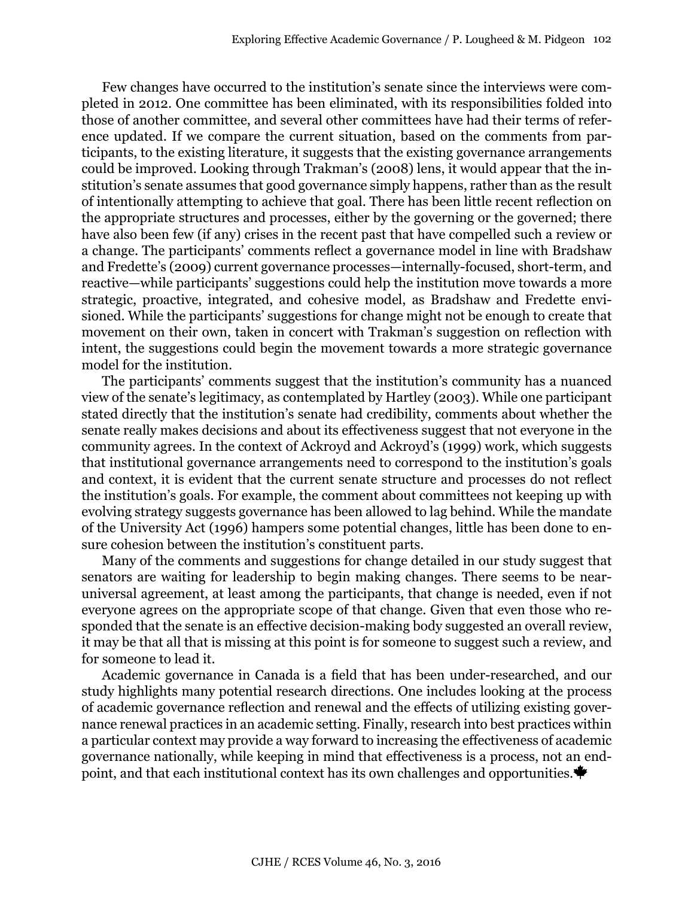Few changes have occurred to the institution's senate since the interviews were completed in 2012. One committee has been eliminated, with its responsibilities folded into those of another committee, and several other committees have had their terms of reference updated. If we compare the current situation, based on the comments from participants, to the existing literature, it suggests that the existing governance arrangements could be improved. Looking through Trakman's (2008) lens, it would appear that the institution's senate assumes that good governance simply happens, rather than as the result of intentionally attempting to achieve that goal. There has been little recent reflection on the appropriate structures and processes, either by the governing or the governed; there have also been few (if any) crises in the recent past that have compelled such a review or a change. The participants' comments reflect a governance model in line with Bradshaw and Fredette's (2009) current governance processes—internally-focused, short-term, and reactive—while participants' suggestions could help the institution move towards a more strategic, proactive, integrated, and cohesive model, as Bradshaw and Fredette envisioned. While the participants' suggestions for change might not be enough to create that movement on their own, taken in concert with Trakman's suggestion on reflection with intent, the suggestions could begin the movement towards a more strategic governance model for the institution.

The participants' comments suggest that the institution's community has a nuanced view of the senate's legitimacy, as contemplated by Hartley (2003). While one participant stated directly that the institution's senate had credibility, comments about whether the senate really makes decisions and about its effectiveness suggest that not everyone in the community agrees. In the context of Ackroyd and Ackroyd's (1999) work, which suggests that institutional governance arrangements need to correspond to the institution's goals and context, it is evident that the current senate structure and processes do not reflect the institution's goals. For example, the comment about committees not keeping up with evolving strategy suggests governance has been allowed to lag behind. While the mandate of the University Act (1996) hampers some potential changes, little has been done to ensure cohesion between the institution's constituent parts.

Many of the comments and suggestions for change detailed in our study suggest that senators are waiting for leadership to begin making changes. There seems to be near-universal agreement, at least among the participants, that change is needed, even if not everyone agrees on the appropriate scope of that change. Given that even those who responded that the senate is an effective decision-making body suggested an overall review, it may be that all that is missing at this point is for someone to suggest such a review, and for someone to lead it.

Academic governance in Canada is a field that has been under-researched, and our study highlights many potential research directions. One includes looking at the process of academic governance reflection and renewal and the effects of utilizing existing governance renewal practices in an academic setting. Finally, research into best practices within a particular context may provide a way forward to increasing the effectiveness of academic governance nationally, while keeping in mind that effectiveness is a process, not an endpoint, and that each institutional context has its own challenges and opportunities.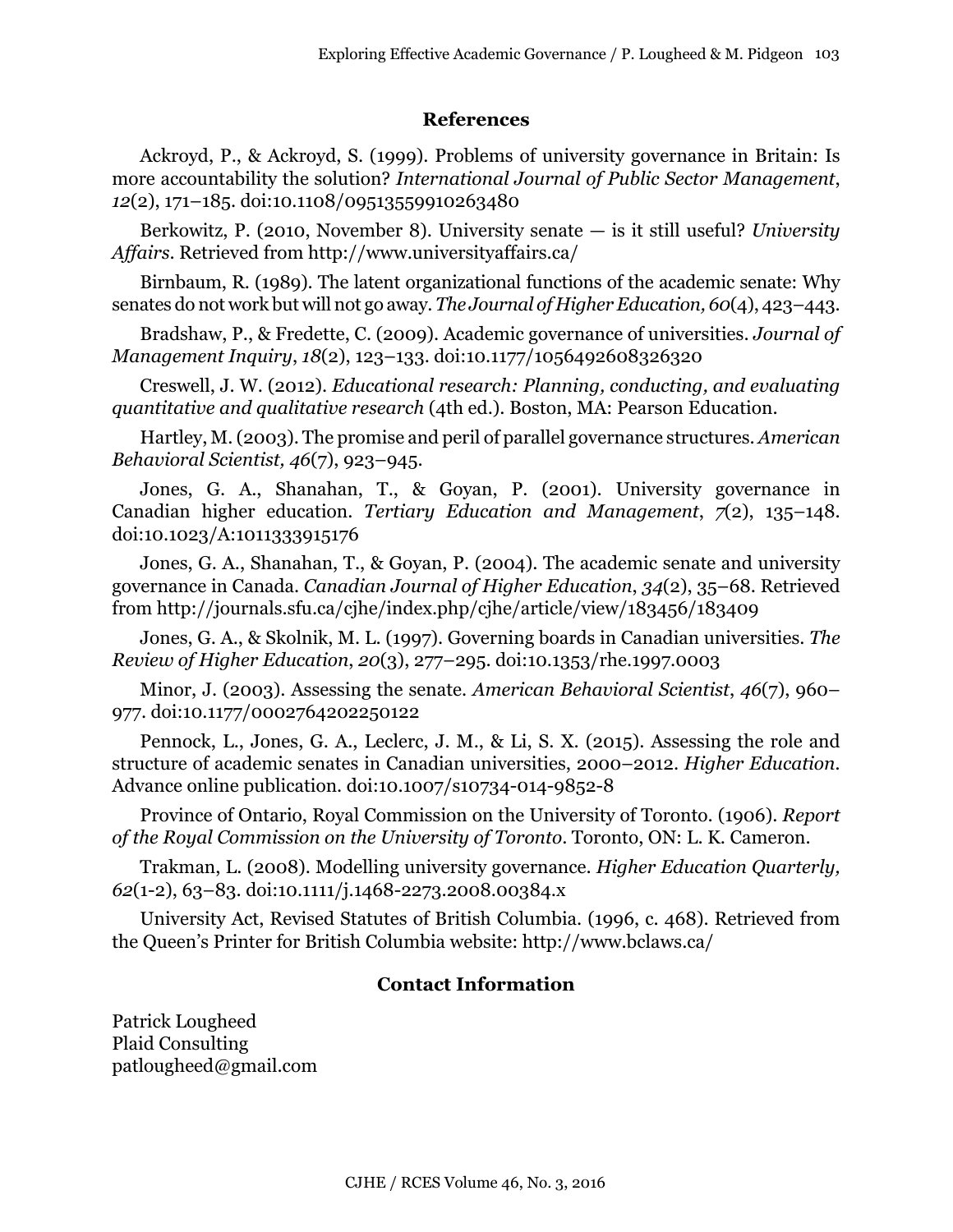## References

Ackroyd, P., & Ackroyd, S. (1999). Problems of university governance in Britain: Is more accountability the solution? *International Journal of Public Sector Management*, *12*(2), 171–185. doi:10.1108/09513559910263480

Berkowitz, P. (2010, November 8). University senate — is it still useful? *University Affairs*. Retrieved from http://www.universityaffairs.ca/

Birnbaum, R. (1989). The latent organizational functions of the academic senate: Why senates do not work but will not go away. *The Journal of Higher Education, 60*(4), 423–443.

Bradshaw, P., & Fredette, C. (2009). Academic governance of universities. *Journal of Management Inquiry*, *18*(2), 123–133. doi:10.1177/1056492608326320

Creswell, J. W. (2012). *Educational research: Planning, conducting, and evaluating quantitative and qualitative research* (4th ed.). Boston, MA: Pearson Education.

Hartley, M. (2003). The promise and peril of parallel governance structures. *American Behavioral Scientist, 46*(7), 923–945.

Jones, G. A., Shanahan, T., & Goyan, P. (2001). University governance in Canadian higher education. *Tertiary Education and Management*, *7*(2), 135–148. doi:10.1023/A:1011333915176

Jones, G. A., Shanahan, T., & Goyan, P. (2004). The academic senate and university governance in Canada. *Canadian Journal of Higher Education*, *34*(2), 35–68. Retrieved from http://journals.sfu.ca/cjhe/index.php/cjhe/article/view/183456/183409

Jones, G. A., & Skolnik, M. L. (1997). Governing boards in Canadian universities. *The Review of Higher Education*, *20*(3), 277–295. doi:10.1353/rhe.1997.0003

Minor, J. (2003). Assessing the senate. *American Behavioral Scientist*, *46*(7), 960–977. doi:10.1177/0002764202250122

Pennock, L., Jones, G. A., Leclerc, J. M., & Li, S. X. (2015). Assessing the role and structure of academic senates in Canadian universities, 2000–2012. *Higher Education*. Advance online publication. doi:10.1007/s10734-014-9852-8

Province of Ontario, Royal Commission on the University of Toronto. (1906). *Report of the Royal Commission on the University of Toronto*. Toronto, ON: L. K. Cameron.

Trakman, L. (2008). Modelling university governance. *Higher Education Quarterly, 62*(1-2), 63–83. doi:10.1111/j.1468-2273.2008.00384.x

University Act, Revised Statutes of British Columbia. (1996, c. 468). Retrieved from the Queen's Printer for British Columbia website: http://www.bclaws.ca/

## Contact Information

Patrick Lougheed
Plaid Consulting
patlougheed@gmail.com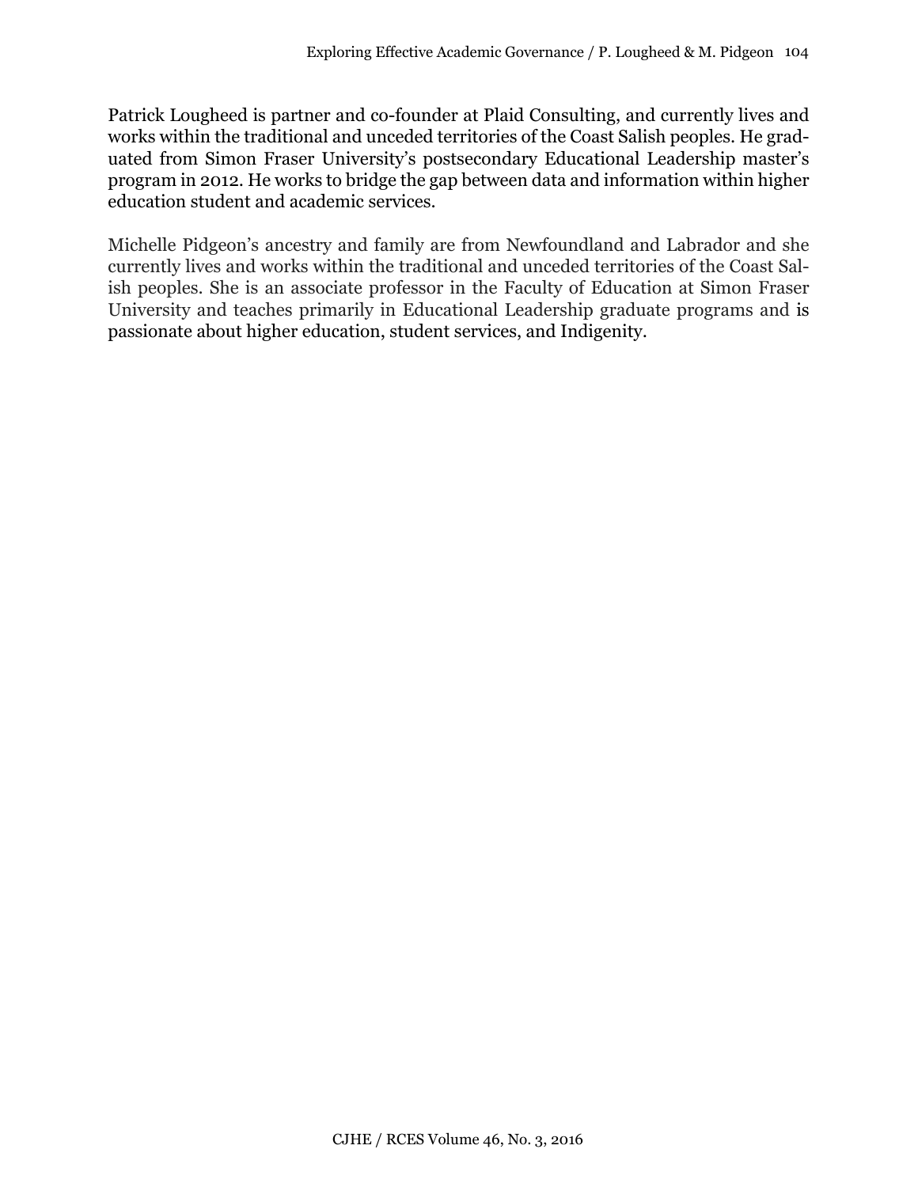Patrick Lougheed is partner and co-founder at Plaid Consulting, and currently lives and works within the traditional and unceded territories of the Coast Salish peoples. He graduated from Simon Fraser University's postsecondary Educational Leadership master's program in 2012. He works to bridge the gap between data and information within higher education student and academic services.

Michelle Pidgeon's ancestry and family are from Newfoundland and Labrador and she currently lives and works within the traditional and unceded territories of the Coast Salish peoples. She is an associate professor in the Faculty of Education at Simon Fraser University and teaches primarily in Educational Leadership graduate programs and is passionate about higher education, student services, and Indigenity.